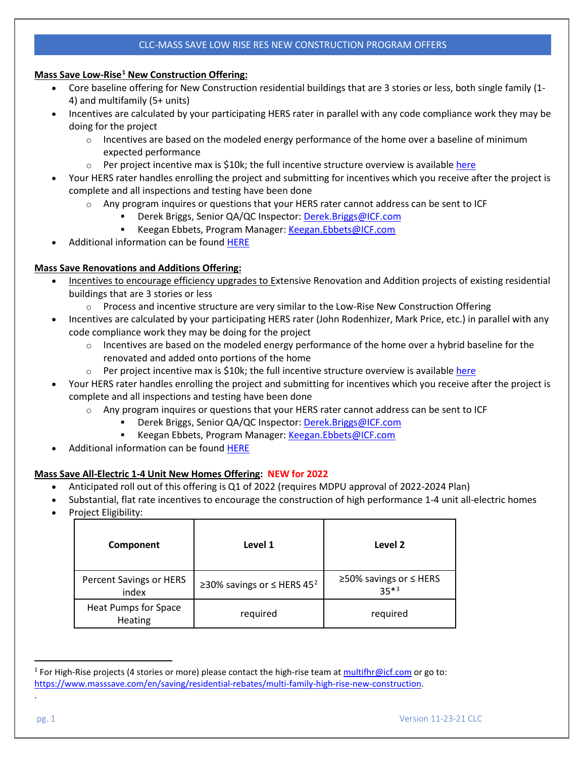# CLC-MASS SAVE LOW RISE RES NEW CONSTRUCTION PROGRAM OFFERS

**Mass Save Low-Rise[1] New Construction Offering:**

- Core baseline offering for New Construction residential buildings that are 3 stories or less, both single family (1-4) and multifamily (5+ units)
- Incentives are calculated by your participating HERS rater in parallel with any code compliance work they may be doing for the project
  - Incentives are based on the modeled energy performance of the home over a baseline of minimum expected performance
  - Per project incentive max is $10k; the full incentive structure overview is available here
- Your HERS rater handles enrolling the project and submitting for incentives which you receive after the project is complete and all inspections and testing have been done
  - Any program inquires or questions that your HERS rater cannot address can be sent to ICF
    - Derek Briggs, Senior QA/QC Inspector: Derek.Briggs@ICF.com
    - Keegan Ebbets, Program Manager: Keegan.Ebbets@ICF.com
- Additional information can be found HERE

**Mass Save Renovations and Additions Offering:**

- Incentives to encourage efficiency upgrades to Extensive Renovation and Addition projects of existing residential buildings that are 3 stories or less
  - Process and incentive structure are very similar to the Low-Rise New Construction Offering
- Incentives are calculated by your participating HERS rater (John Rodenhizer, Mark Price, etc.) in parallel with any code compliance work they may be doing for the project
  - Incentives are based on the modeled energy performance of the home over a hybrid baseline for the renovated and added onto portions of the home
  - Per project incentive max is $10k; the full incentive structure overview is available here
- Your HERS rater handles enrolling the project and submitting for incentives which you receive after the project is complete and all inspections and testing have been done
  - Any program inquires or questions that your HERS rater cannot address can be sent to ICF
    - Derek Briggs, Senior QA/QC Inspector: Derek.Briggs@ICF.com
    - Keegan Ebbets, Program Manager: Keegan.Ebbets@ICF.com
- Additional information can be found HERE

**Mass Save All-Electric 1-4 Unit New Homes Offering: NEW for 2022**

- Anticipated roll out of this offering is Q1 of 2022 (requires MDPU approval of 2022-2024 Plan)
- Substantial, flat rate incentives to encourage the construction of high performance 1-4 unit all-electric homes
- Project Eligibility:

| Component | Level 1 | Level 2 |
|---|---|---|
| Percent Savings or HERS index | ≥30% savings or ≤ HERS 45[2] | ≥50% savings or ≤ HERS 35*[3] |
| Heat Pumps for Space Heating | required | required |

[1] For High-Rise projects (4 stories or more) please contact the high-rise team at multifhr@icf.com or go to: https://www.masssave.com/en/saving/residential-rebates/multi-family-high-rise-new-construction.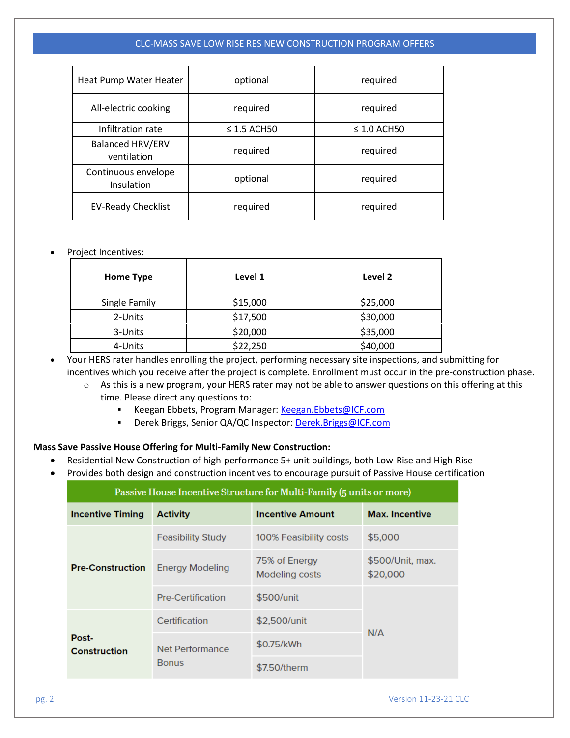| Heat Pump Water Heater | optional | required |
|---|---|---|
| All-electric cooking | required | required |
| Infiltration rate | ≤ 1.5 ACH50 | ≤ 1.0 ACH50 |
| Balanced HRV/ERV ventilation | required | required |
| Continuous envelope Insulation | optional | required |
| EV-Ready Checklist | required | required |

- Project Incentives:

| Home Type | Level 1 | Level 2 |
|---|---|---|
| Single Family | $15,000 | $25,000 |
| 2-Units | $17,500 | $30,000 |
| 3-Units | $20,000 | $35,000 |
| 4-Units | $22,250 | $40,000 |

- Your HERS rater handles enrolling the project, performing necessary site inspections, and submitting for incentives which you receive after the project is complete. Enrollment must occur in the pre-construction phase.
  - As this is a new program, your HERS rater may not be able to answer questions on this offering at this time. Please direct any questions to:
    - Keegan Ebbets, Program Manager: Keegan.Ebbets@ICF.com
    - Derek Briggs, Senior QA/QC Inspector: Derek.Briggs@ICF.com

**Mass Save Passive House Offering for Multi-Family New Construction:**

- Residential New Construction of high-performance 5+ unit buildings, both Low-Rise and High-Rise
- Provides both design and construction incentives to encourage pursuit of Passive House certification

| Passive House Incentive Structure for Multi-Family (5 units or more) | | | |
|---|---|---|---|
| **Incentive Timing** | **Activity** | **Incentive Amount** | **Max. Incentive** |
| **Pre-Construction** | Feasibility Study | 100% Feasibility costs | $5,000 |
| | Energy Modeling | 75% of Energy Modeling costs | $500/Unit, max. $20,000 |
| | Pre-Certification | $500/unit | N/A |
| **Post-Construction** | Certification | $2,500/unit | |
| | Net Performance Bonus | $0.75/kWh | |
| | | $7.50/therm | |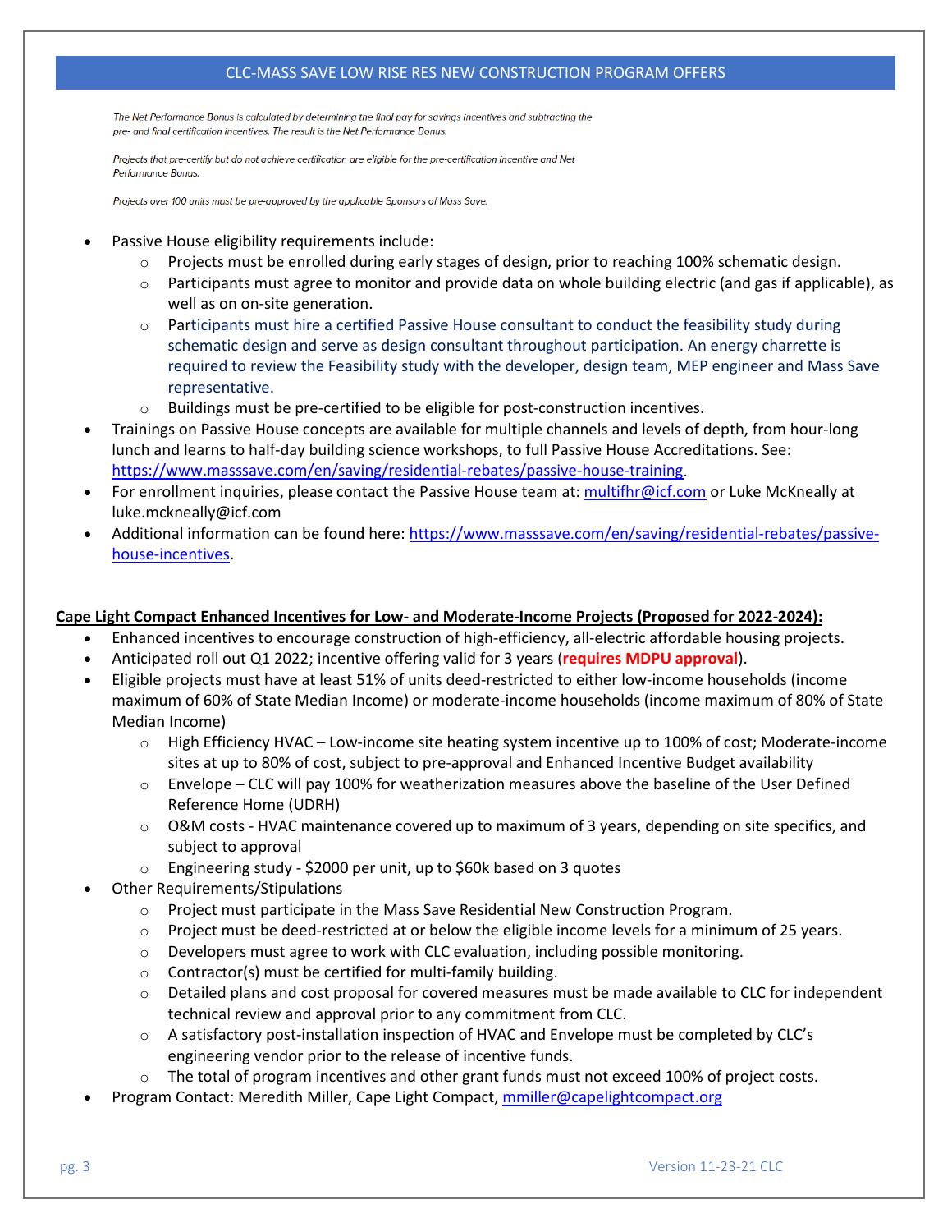## CLC-MASS SAVE LOW RISE RES NEW CONSTRUCTION PROGRAM OFFERS

*The Net Performance Bonus is calculated by determining the final pay for savings incentives and subtracting the pre- and final certification incentives. The result is the Net Performance Bonus.*

*Projects that pre-certify but do not achieve certification are eligible for the pre-certification incentive and Net Performance Bonus.*

*Projects over 100 units must be pre-approved by the applicable Sponsors of Mass Save.*

- Passive House eligibility requirements include:
  - Projects must be enrolled during early stages of design, prior to reaching 100% schematic design.
  - Participants must agree to monitor and provide data on whole building electric (and gas if applicable), as well as on on-site generation.
  - Participants must hire a certified Passive House consultant to conduct the feasibility study during schematic design and serve as design consultant throughout participation. An energy charrette is required to review the Feasibility study with the developer, design team, MEP engineer and Mass Save representative.
  - Buildings must be pre-certified to be eligible for post-construction incentives.
- Trainings on Passive House concepts are available for multiple channels and levels of depth, from hour-long lunch and learns to half-day building science workshops, to full Passive House Accreditations. See: https://www.masssave.com/en/saving/residential-rebates/passive-house-training.
- For enrollment inquiries, please contact the Passive House team at: multifhr@icf.com or Luke McKneally at luke.mckneally@icf.com
- Additional information can be found here: https://www.masssave.com/en/saving/residential-rebates/passive-house-incentives.

**Cape Light Compact Enhanced Incentives for Low- and Moderate-Income Projects (Proposed for 2022-2024):**

- Enhanced incentives to encourage construction of high-efficiency, all-electric affordable housing projects.
- Anticipated roll out Q1 2022; incentive offering valid for 3 years (**requires MDPU approval**).
- Eligible projects must have at least 51% of units deed-restricted to either low-income households (income maximum of 60% of State Median Income) or moderate-income households (income maximum of 80% of State Median Income)
  - High Efficiency HVAC – Low-income site heating system incentive up to 100% of cost; Moderate-income sites at up to 80% of cost, subject to pre-approval and Enhanced Incentive Budget availability
  - Envelope – CLC will pay 100% for weatherization measures above the baseline of the User Defined Reference Home (UDRH)
  - O&M costs - HVAC maintenance covered up to maximum of 3 years, depending on site specifics, and subject to approval
  - Engineering study - $2000 per unit, up to $60k based on 3 quotes
- Other Requirements/Stipulations
  - Project must participate in the Mass Save Residential New Construction Program.
  - Project must be deed-restricted at or below the eligible income levels for a minimum of 25 years.
  - Developers must agree to work with CLC evaluation, including possible monitoring.
  - Contractor(s) must be certified for multi-family building.
  - Detailed plans and cost proposal for covered measures must be made available to CLC for independent technical review and approval prior to any commitment from CLC.
  - A satisfactory post-installation inspection of HVAC and Envelope must be completed by CLC's engineering vendor prior to the release of incentive funds.
  - The total of program incentives and other grant funds must not exceed 100% of project costs.
- Program Contact: Meredith Miller, Cape Light Compact, mmiller@capelightcompact.org